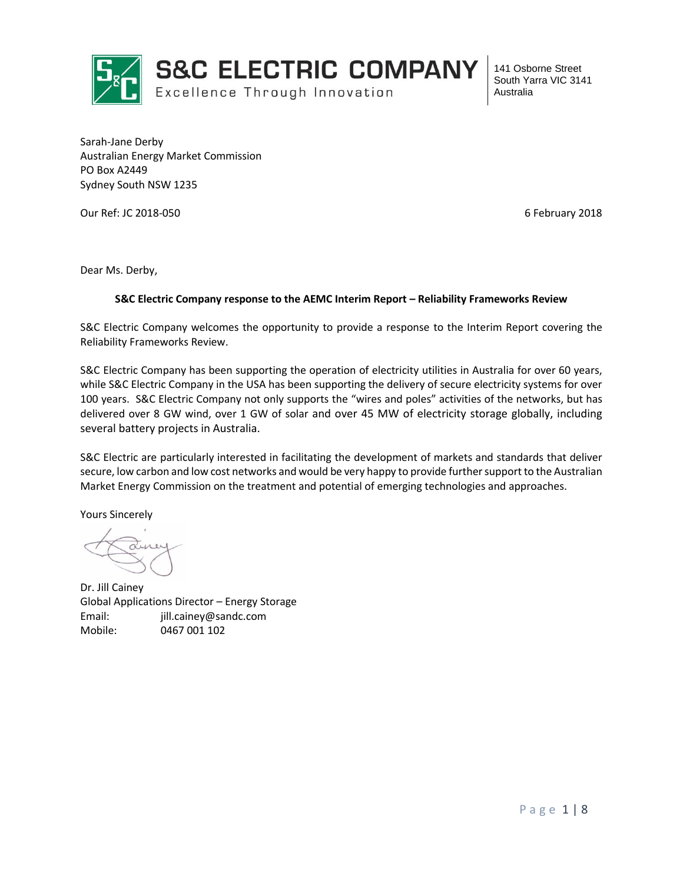**S&C ELECTRIC COMPANY**
Excellence Through Innovation

141 Osborne Street
South Yarra VIC 3141
Australia

Sarah-Jane Derby
Australian Energy Market Commission
PO Box A2449
Sydney South NSW 1235

Our Ref: JC 2018-050

6 February 2018

Dear Ms. Derby,

**S&C Electric Company response to the AEMC Interim Report – Reliability Frameworks Review**

S&C Electric Company welcomes the opportunity to provide a response to the Interim Report covering the Reliability Frameworks Review.

S&C Electric Company has been supporting the operation of electricity utilities in Australia for over 60 years, while S&C Electric Company in the USA has been supporting the delivery of secure electricity systems for over 100 years. S&C Electric Company not only supports the "wires and poles" activities of the networks, but has delivered over 8 GW wind, over 1 GW of solar and over 45 MW of electricity storage globally, including several battery projects in Australia.

S&C Electric are particularly interested in facilitating the development of markets and standards that deliver secure, low carbon and low cost networks and would be very happy to provide further support to the Australian Market Energy Commission on the treatment and potential of emerging technologies and approaches.

Yours Sincerely

Dr. Jill Cainey
Global Applications Director – Energy Storage
Email: jill.cainey@sandc.com
Mobile: 0467 001 102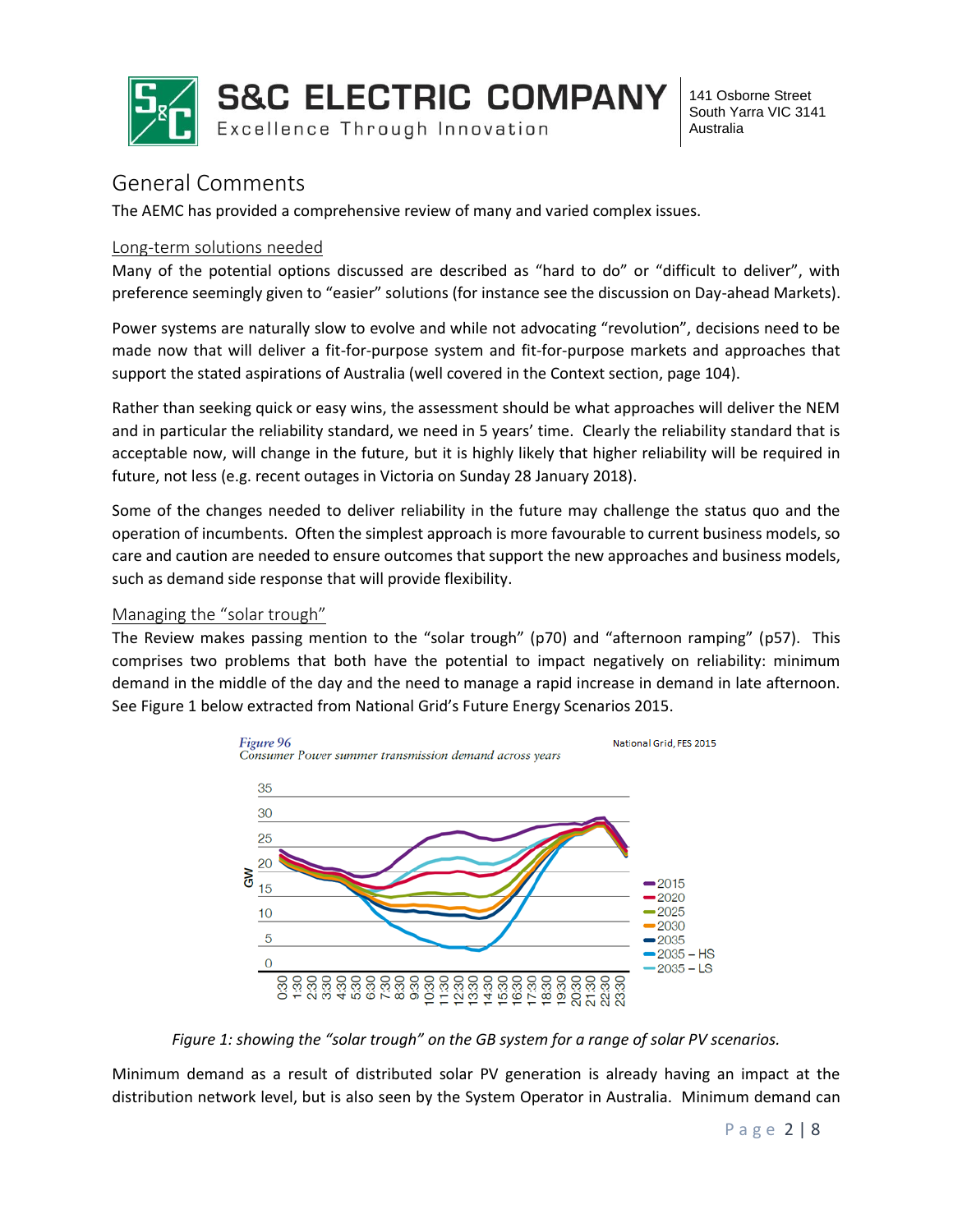## General Comments

The AEMC has provided a comprehensive review of many and varied complex issues.

### Long-term solutions needed

Many of the potential options discussed are described as "hard to do" or "difficult to deliver", with preference seemingly given to "easier" solutions (for instance see the discussion on Day-ahead Markets).

Power systems are naturally slow to evolve and while not advocating "revolution", decisions need to be made now that will deliver a fit-for-purpose system and fit-for-purpose markets and approaches that support the stated aspirations of Australia (well covered in the Context section, page 104).

Rather than seeking quick or easy wins, the assessment should be what approaches will deliver the NEM and in particular the reliability standard, we need in 5 years' time. Clearly the reliability standard that is acceptable now, will change in the future, but it is highly likely that higher reliability will be required in future, not less (e.g. recent outages in Victoria on Sunday 28 January 2018).

Some of the changes needed to deliver reliability in the future may challenge the status quo and the operation of incumbents. Often the simplest approach is more favourable to current business models, so care and caution are needed to ensure outcomes that support the new approaches and business models, such as demand side response that will provide flexibility.

### Managing the "solar trough"

The Review makes passing mention to the "solar trough" (p70) and "afternoon ramping" (p57). This comprises two problems that both have the potential to impact negatively on reliability: minimum demand in the middle of the day and the need to manage a rapid increase in demand in late afternoon. See Figure 1 below extracted from National Grid's Future Energy Scenarios 2015.

*Figure 1: showing the "solar trough" on the GB system for a range of solar PV scenarios.*

Minimum demand as a result of distributed solar PV generation is already having an impact at the distribution network level, but is also seen by the System Operator in Australia. Minimum demand can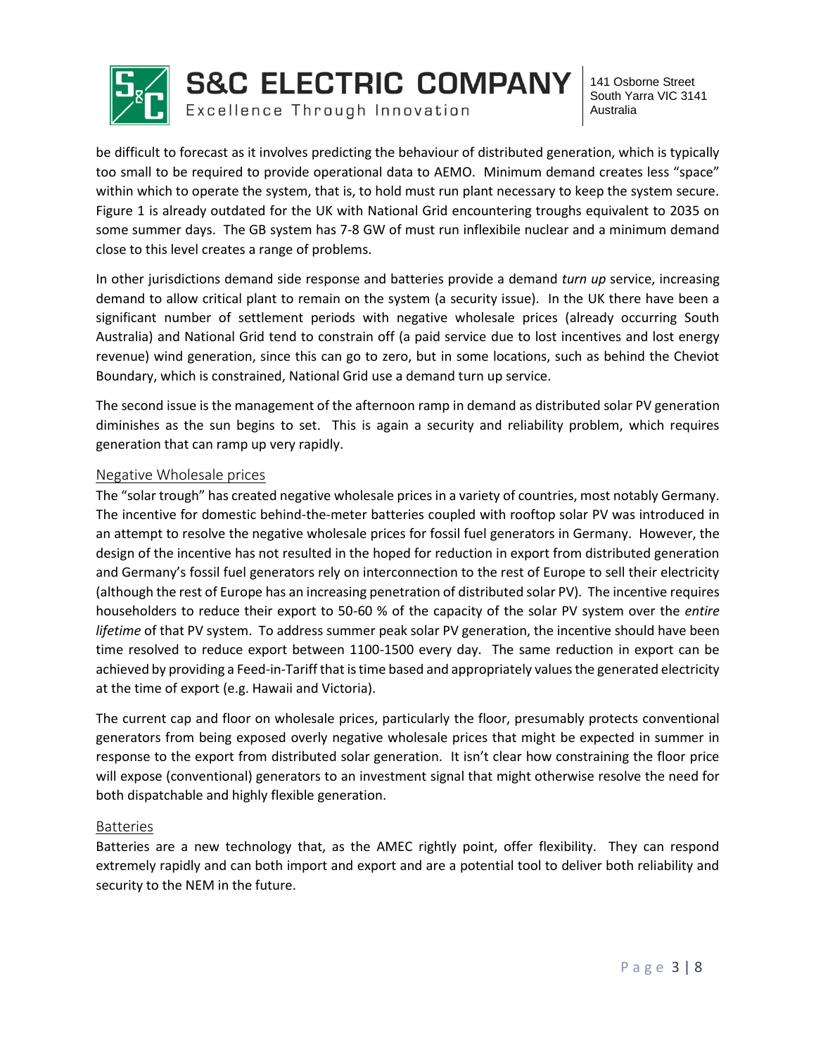be difficult to forecast as it involves predicting the behaviour of distributed generation, which is typically too small to be required to provide operational data to AEMO. Minimum demand creates less "space" within which to operate the system, that is, to hold must run plant necessary to keep the system secure. Figure 1 is already outdated for the UK with National Grid encountering troughs equivalent to 2035 on some summer days. The GB system has 7-8 GW of must run inflexibile nuclear and a minimum demand close to this level creates a range of problems.

In other jurisdictions demand side response and batteries provide a demand *turn up* service, increasing demand to allow critical plant to remain on the system (a security issue). In the UK there have been a significant number of settlement periods with negative wholesale prices (already occurring South Australia) and National Grid tend to constrain off (a paid service due to lost incentives and lost energy revenue) wind generation, since this can go to zero, but in some locations, such as behind the Cheviot Boundary, which is constrained, National Grid use a demand turn up service.

The second issue is the management of the afternoon ramp in demand as distributed solar PV generation diminishes as the sun begins to set. This is again a security and reliability problem, which requires generation that can ramp up very rapidly.

## Negative Wholesale prices

The "solar trough" has created negative wholesale prices in a variety of countries, most notably Germany. The incentive for domestic behind-the-meter batteries coupled with rooftop solar PV was introduced in an attempt to resolve the negative wholesale prices for fossil fuel generators in Germany. However, the design of the incentive has not resulted in the hoped for reduction in export from distributed generation and Germany's fossil fuel generators rely on interconnection to the rest of Europe to sell their electricity (although the rest of Europe has an increasing penetration of distributed solar PV). The incentive requires householders to reduce their export to 50-60 % of the capacity of the solar PV system over the *entire lifetime* of that PV system. To address summer peak solar PV generation, the incentive should have been time resolved to reduce export between 1100-1500 every day. The same reduction in export can be achieved by providing a Feed-in-Tariff that is time based and appropriately values the generated electricity at the time of export (e.g. Hawaii and Victoria).

The current cap and floor on wholesale prices, particularly the floor, presumably protects conventional generators from being exposed overly negative wholesale prices that might be expected in summer in response to the export from distributed solar generation. It isn't clear how constraining the floor price will expose (conventional) generators to an investment signal that might otherwise resolve the need for both dispatchable and highly flexible generation.

## Batteries

Batteries are a new technology that, as the AMEC rightly point, offer flexibility. They can respond extremely rapidly and can both import and export and are a potential tool to deliver both reliability and security to the NEM in the future.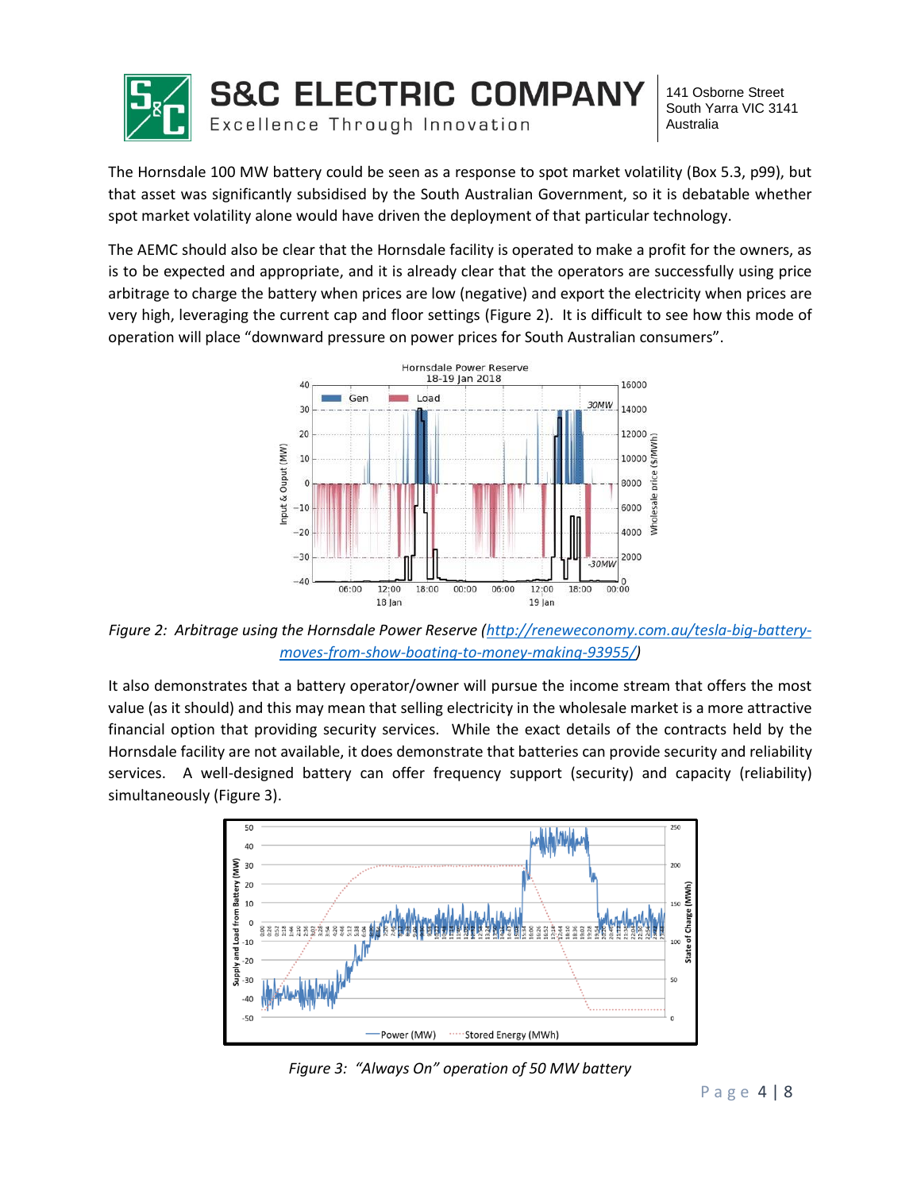The Hornsdale 100 MW battery could be seen as a response to spot market volatility (Box 5.3, p99), but that asset was significantly subsidised by the South Australian Government, so it is debatable whether spot market volatility alone would have driven the deployment of that particular technology.

The AEMC should also be clear that the Hornsdale facility is operated to make a profit for the owners, as is to be expected and appropriate, and it is already clear that the operators are successfully using price arbitrage to charge the battery when prices are low (negative) and export the electricity when prices are very high, leveraging the current cap and floor settings (Figure 2). It is difficult to see how this mode of operation will place "downward pressure on power prices for South Australian consumers".

*Figure 2: Arbitrage using the Hornsdale Power Reserve (http://reneweconomy.com.au/tesla-big-battery-moves-from-show-boating-to-money-making-93955/)*

It also demonstrates that a battery operator/owner will pursue the income stream that offers the most value (as it should) and this may mean that selling electricity in the wholesale market is a more attractive financial option that providing security services. While the exact details of the contracts held by the Hornsdale facility are not available, it does demonstrate that batteries can provide security and reliability services. A well-designed battery can offer frequency support (security) and capacity (reliability) simultaneously (Figure 3).

*Figure 3: "Always On" operation of 50 MW battery*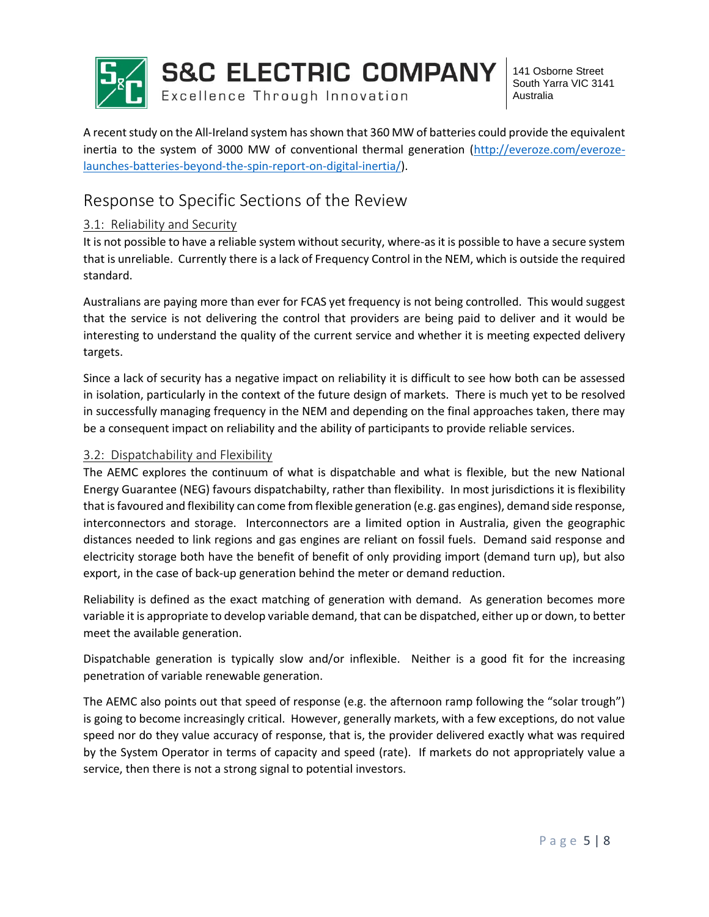A recent study on the All-Ireland system has shown that 360 MW of batteries could provide the equivalent inertia to the system of 3000 MW of conventional thermal generation (http://everoze.com/everoze-launches-batteries-beyond-the-spin-report-on-digital-inertia/).

## Response to Specific Sections of the Review

### 3.1: Reliability and Security

It is not possible to have a reliable system without security, where-as it is possible to have a secure system that is unreliable. Currently there is a lack of Frequency Control in the NEM, which is outside the required standard.

Australians are paying more than ever for FCAS yet frequency is not being controlled. This would suggest that the service is not delivering the control that providers are being paid to deliver and it would be interesting to understand the quality of the current service and whether it is meeting expected delivery targets.

Since a lack of security has a negative impact on reliability it is difficult to see how both can be assessed in isolation, particularly in the context of the future design of markets. There is much yet to be resolved in successfully managing frequency in the NEM and depending on the final approaches taken, there may be a consequent impact on reliability and the ability of participants to provide reliable services.

### 3.2: Dispatchability and Flexibility

The AEMC explores the continuum of what is dispatchable and what is flexible, but the new National Energy Guarantee (NEG) favours dispatchabilty, rather than flexibility. In most jurisdictions it is flexibility that is favoured and flexibility can come from flexible generation (e.g. gas engines), demand side response, interconnectors and storage. Interconnectors are a limited option in Australia, given the geographic distances needed to link regions and gas engines are reliant on fossil fuels. Demand said response and electricity storage both have the benefit of benefit of only providing import (demand turn up), but also export, in the case of back-up generation behind the meter or demand reduction.

Reliability is defined as the exact matching of generation with demand. As generation becomes more variable it is appropriate to develop variable demand, that can be dispatched, either up or down, to better meet the available generation.

Dispatchable generation is typically slow and/or inflexible. Neither is a good fit for the increasing penetration of variable renewable generation.

The AEMC also points out that speed of response (e.g. the afternoon ramp following the "solar trough") is going to become increasingly critical. However, generally markets, with a few exceptions, do not value speed nor do they value accuracy of response, that is, the provider delivered exactly what was required by the System Operator in terms of capacity and speed (rate). If markets do not appropriately value a service, then there is not a strong signal to potential investors.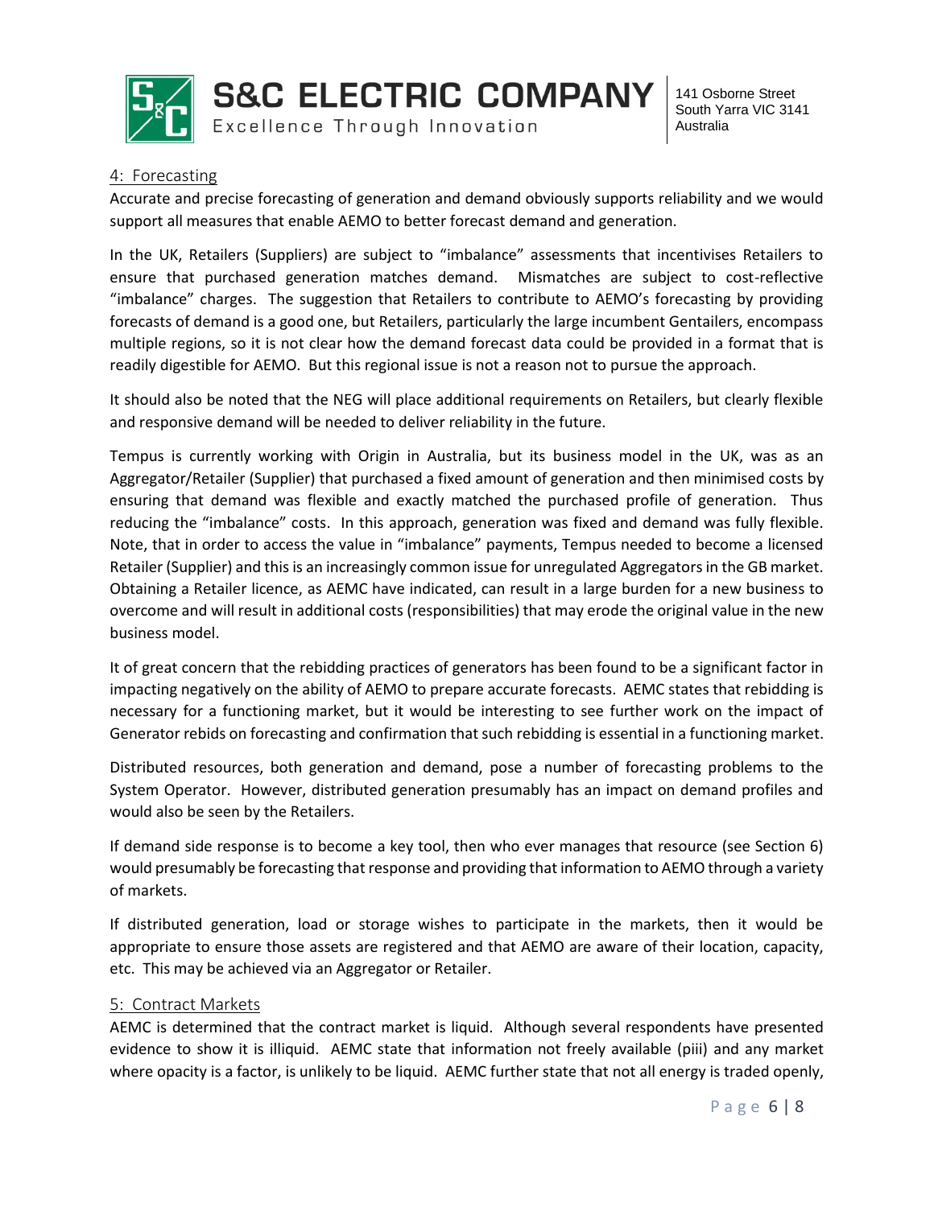## 4: Forecasting

Accurate and precise forecasting of generation and demand obviously supports reliability and we would support all measures that enable AEMO to better forecast demand and generation.

In the UK, Retailers (Suppliers) are subject to "imbalance" assessments that incentivises Retailers to ensure that purchased generation matches demand. Mismatches are subject to cost-reflective "imbalance" charges. The suggestion that Retailers to contribute to AEMO's forecasting by providing forecasts of demand is a good one, but Retailers, particularly the large incumbent Gentailers, encompass multiple regions, so it is not clear how the demand forecast data could be provided in a format that is readily digestible for AEMO. But this regional issue is not a reason not to pursue the approach.

It should also be noted that the NEG will place additional requirements on Retailers, but clearly flexible and responsive demand will be needed to deliver reliability in the future.

Tempus is currently working with Origin in Australia, but its business model in the UK, was as an Aggregator/Retailer (Supplier) that purchased a fixed amount of generation and then minimised costs by ensuring that demand was flexible and exactly matched the purchased profile of generation. Thus reducing the "imbalance" costs. In this approach, generation was fixed and demand was fully flexible. Note, that in order to access the value in "imbalance" payments, Tempus needed to become a licensed Retailer (Supplier) and this is an increasingly common issue for unregulated Aggregators in the GB market. Obtaining a Retailer licence, as AEMC have indicated, can result in a large burden for a new business to overcome and will result in additional costs (responsibilities) that may erode the original value in the new business model.

It of great concern that the rebidding practices of generators has been found to be a significant factor in impacting negatively on the ability of AEMO to prepare accurate forecasts. AEMC states that rebidding is necessary for a functioning market, but it would be interesting to see further work on the impact of Generator rebids on forecasting and confirmation that such rebidding is essential in a functioning market.

Distributed resources, both generation and demand, pose a number of forecasting problems to the System Operator. However, distributed generation presumably has an impact on demand profiles and would also be seen by the Retailers.

If demand side response is to become a key tool, then who ever manages that resource (see Section 6) would presumably be forecasting that response and providing that information to AEMO through a variety of markets.

If distributed generation, load or storage wishes to participate in the markets, then it would be appropriate to ensure those assets are registered and that AEMO are aware of their location, capacity, etc. This may be achieved via an Aggregator or Retailer.

## 5: Contract Markets

AEMC is determined that the contract market is liquid. Although several respondents have presented evidence to show it is illiquid. AEMC state that information not freely available (piii) and any market where opacity is a factor, is unlikely to be liquid. AEMC further state that not all energy is traded openly,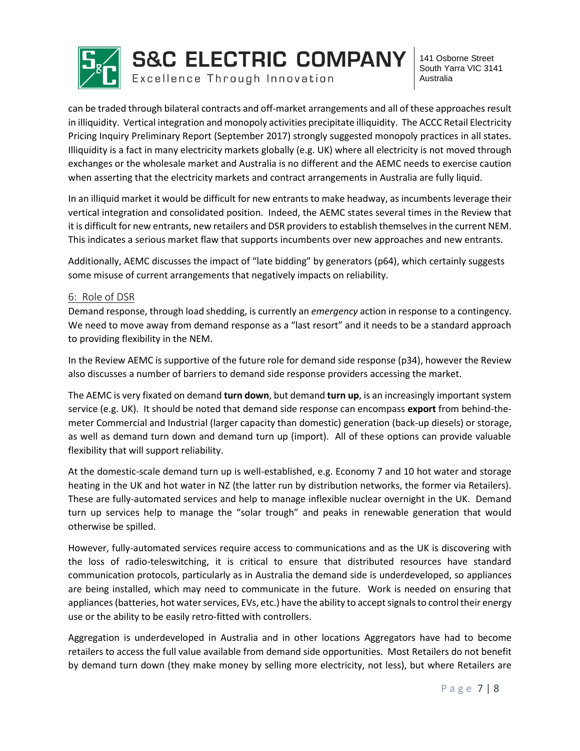can be traded through bilateral contracts and off-market arrangements and all of these approaches result in illiquidity. Vertical integration and monopoly activities precipitate illiquidity. The ACCC Retail Electricity Pricing Inquiry Preliminary Report (September 2017) strongly suggested monopoly practices in all states. Illiquidity is a fact in many electricity markets globally (e.g. UK) where all electricity is not moved through exchanges or the wholesale market and Australia is no different and the AEMC needs to exercise caution when asserting that the electricity markets and contract arrangements in Australia are fully liquid.

In an illiquid market it would be difficult for new entrants to make headway, as incumbents leverage their vertical integration and consolidated position. Indeed, the AEMC states several times in the Review that it is difficult for new entrants, new retailers and DSR providers to establish themselves in the current NEM. This indicates a serious market flaw that supports incumbents over new approaches and new entrants.

Additionally, AEMC discusses the impact of "late bidding" by generators (p64), which certainly suggests some misuse of current arrangements that negatively impacts on reliability.

## 6: Role of DSR

Demand response, through load shedding, is currently an *emergency* action in response to a contingency. We need to move away from demand response as a "last resort" and it needs to be a standard approach to providing flexibility in the NEM.

In the Review AEMC is supportive of the future role for demand side response (p34), however the Review also discusses a number of barriers to demand side response providers accessing the market.

The AEMC is very fixated on demand **turn down**, but demand **turn up**, is an increasingly important system service (e.g. UK). It should be noted that demand side response can encompass **export** from behind-the-meter Commercial and Industrial (larger capacity than domestic) generation (back-up diesels) or storage, as well as demand turn down and demand turn up (import). All of these options can provide valuable flexibility that will support reliability.

At the domestic-scale demand turn up is well-established, e.g. Economy 7 and 10 hot water and storage heating in the UK and hot water in NZ (the latter run by distribution networks, the former via Retailers). These are fully-automated services and help to manage inflexible nuclear overnight in the UK. Demand turn up services help to manage the "solar trough" and peaks in renewable generation that would otherwise be spilled.

However, fully-automated services require access to communications and as the UK is discovering with the loss of radio-teleswitching, it is critical to ensure that distributed resources have standard communication protocols, particularly as in Australia the demand side is underdeveloped, so appliances are being installed, which may need to communicate in the future. Work is needed on ensuring that appliances (batteries, hot water services, EVs, etc.) have the ability to accept signals to control their energy use or the ability to be easily retro-fitted with controllers.

Aggregation is underdeveloped in Australia and in other locations Aggregators have had to become retailers to access the full value available from demand side opportunities. Most Retailers do not benefit by demand turn down (they make money by selling more electricity, not less), but where Retailers are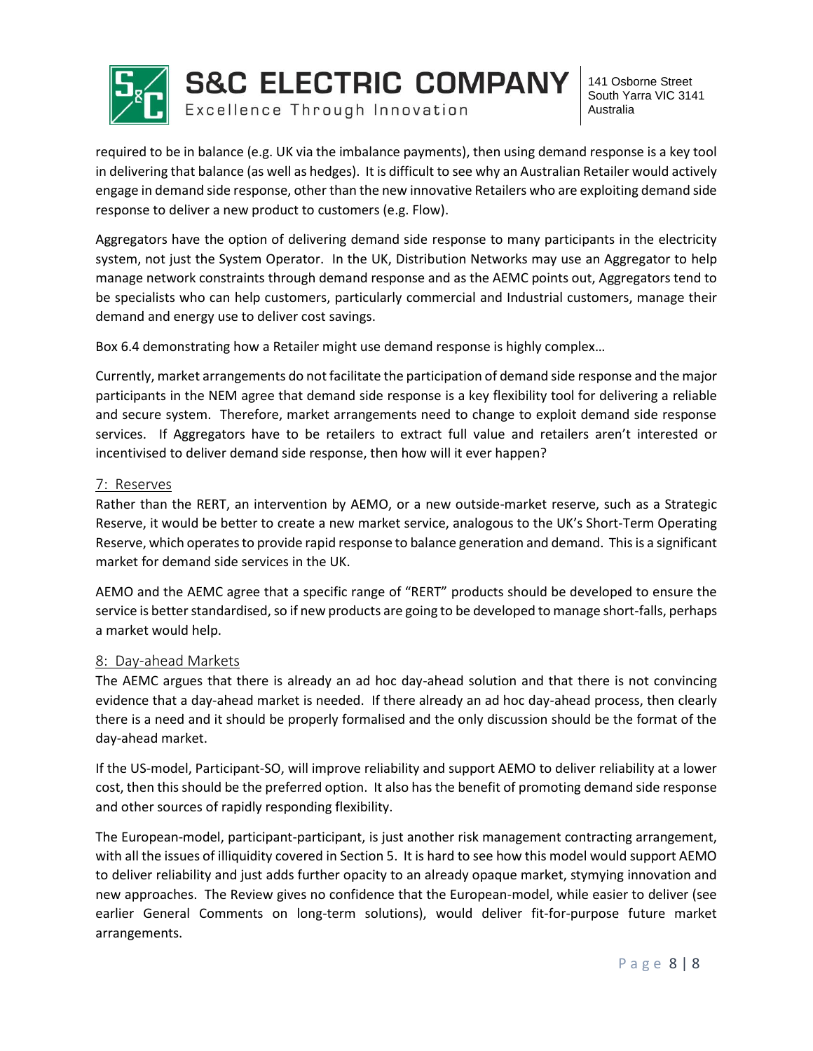required to be in balance (e.g. UK via the imbalance payments), then using demand response is a key tool in delivering that balance (as well as hedges). It is difficult to see why an Australian Retailer would actively engage in demand side response, other than the new innovative Retailers who are exploiting demand side response to deliver a new product to customers (e.g. Flow).

Aggregators have the option of delivering demand side response to many participants in the electricity system, not just the System Operator. In the UK, Distribution Networks may use an Aggregator to help manage network constraints through demand response and as the AEMC points out, Aggregators tend to be specialists who can help customers, particularly commercial and Industrial customers, manage their demand and energy use to deliver cost savings.

Box 6.4 demonstrating how a Retailer might use demand response is highly complex…

Currently, market arrangements do not facilitate the participation of demand side response and the major participants in the NEM agree that demand side response is a key flexibility tool for delivering a reliable and secure system. Therefore, market arrangements need to change to exploit demand side response services. If Aggregators have to be retailers to extract full value and retailers aren't interested or incentivised to deliver demand side response, then how will it ever happen?

## 7: Reserves

Rather than the RERT, an intervention by AEMO, or a new outside-market reserve, such as a Strategic Reserve, it would be better to create a new market service, analogous to the UK's Short-Term Operating Reserve, which operates to provide rapid response to balance generation and demand. This is a significant market for demand side services in the UK.

AEMO and the AEMC agree that a specific range of "RERT" products should be developed to ensure the service is better standardised, so if new products are going to be developed to manage short-falls, perhaps a market would help.

## 8: Day-ahead Markets

The AEMC argues that there is already an ad hoc day-ahead solution and that there is not convincing evidence that a day-ahead market is needed. If there already an ad hoc day-ahead process, then clearly there is a need and it should be properly formalised and the only discussion should be the format of the day-ahead market.

If the US-model, Participant-SO, will improve reliability and support AEMO to deliver reliability at a lower cost, then this should be the preferred option. It also has the benefit of promoting demand side response and other sources of rapidly responding flexibility.

The European-model, participant-participant, is just another risk management contracting arrangement, with all the issues of illiquidity covered in Section 5. It is hard to see how this model would support AEMO to deliver reliability and just adds further opacity to an already opaque market, stymying innovation and new approaches. The Review gives no confidence that the European-model, while easier to deliver (see earlier General Comments on long-term solutions), would deliver fit-for-purpose future market arrangements.